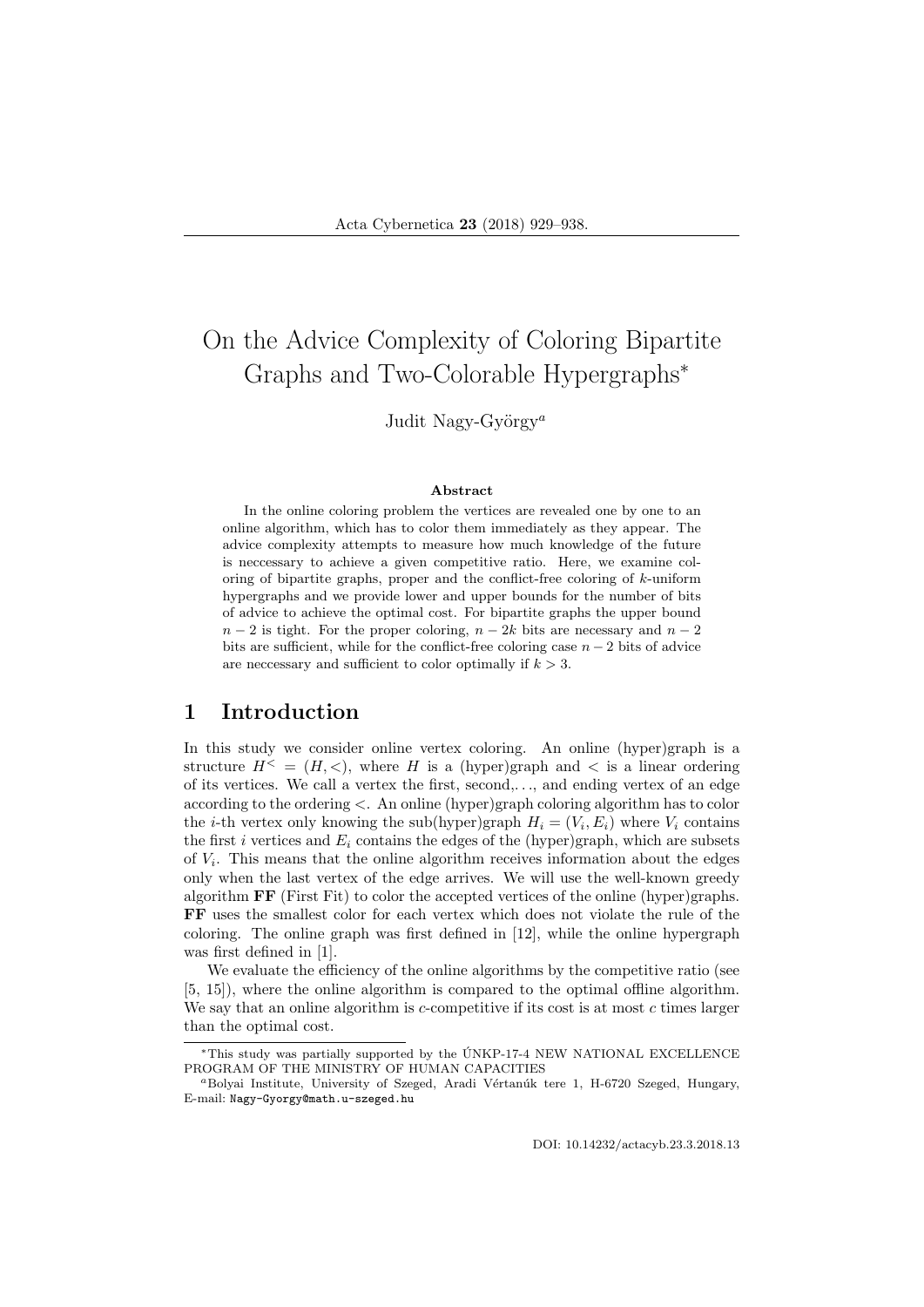# On the Advice Complexity of Coloring Bipartite Graphs and Two-Colorable Hypergraphs*

Judit Nagy-György[a]

### Abstract

In the online coloring problem the vertices are revealed one by one to an online algorithm, which has to color them immediately as they appear. The advice complexity attempts to measure how much knowledge of the future is neccessary to achieve a given competitive ratio. Here, we examine coloring of bipartite graphs, proper and the conflict-free coloring of $k$-uniform hypergraphs and we provide lower and upper bounds for the number of bits of advice to achieve the optimal cost. For bipartite graphs the upper bound $n-2$ is tight. For the proper coloring, $n-2k$ bits are necessary and $n-2$ bits are sufficient, while for the conflict-free coloring case $n-2$ bits of advice are neccessary and sufficient to color optimally if $k>3$.

## 1 Introduction

In this study we consider online vertex coloring. An online (hyper)graph is a structure $H^< = (H, <)$, where $H$ is a (hyper)graph and $<$ is a linear ordering of its vertices. We call a vertex the first, second,. . ., and ending vertex of an edge according to the ordering $<$. An online (hyper)graph coloring algorithm has to color the $i$-th vertex only knowing the sub(hyper)graph $H_i = (V_i, E_i)$ where $V_i$ contains the first $i$ vertices and $E_i$ contains the edges of the (hyper)graph, which are subsets of $V_i$. This means that the online algorithm receives information about the edges only when the last vertex of the edge arrives. We will use the well-known greedy algorithm **FF** (First Fit) to color the accepted vertices of the online (hyper)graphs. **FF** uses the smallest color for each vertex which does not violate the rule of the coloring. The online graph was first defined in [12], while the online hypergraph was first defined in [1].

We evaluate the efficiency of the online algorithms by the competitive ratio (see [5, 15]), where the online algorithm is compared to the optimal offline algorithm. We say that an online algorithm is $c$-competitive if its cost is at most $c$ times larger than the optimal cost.

---

*This study was partially supported by the ÚNKP-17-4 NEW NATIONAL EXCELLENCE PROGRAM OF THE MINISTRY OF HUMAN CAPACITIES

[a]Bolyai Institute, University of Szeged, Aradi Vértanúk tere 1, H-6720 Szeged, Hungary, E-mail: Nagy-Gyorgy@math.u-szeged.hu

DOI: 10.14232/actacyb.23.3.2018.13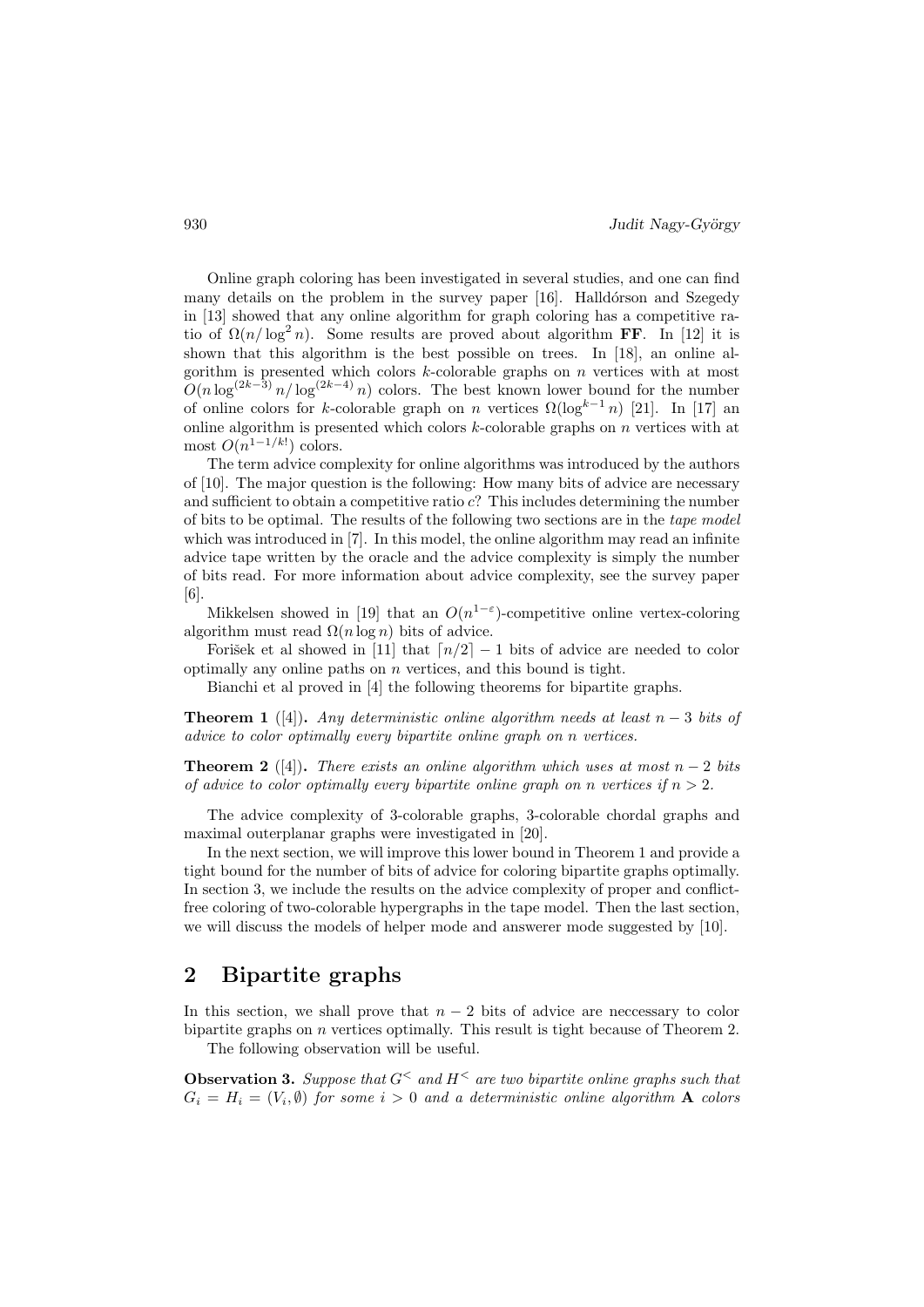Online graph coloring has been investigated in several studies, and one can find many details on the problem in the survey paper [16]. Halldórson and Szegedy in [13] showed that any online algorithm for graph coloring has a competitive ratio of $\Omega(n/\log^2 n)$. Some results are proved about algorithm **FF**. In [12] it is shown that this algorithm is the best possible on trees. In [18], an online algorithm is presented which colors $k$-colorable graphs on $n$ vertices with at most $O(n \log^{(2k-3)} n/\log^{(2k-4)} n)$ colors. The best known lower bound for the number of online colors for $k$-colorable graph on $n$ vertices $\Omega(\log^{k-1} n)$ [21]. In [17] an online algorithm is presented which colors $k$-colorable graphs on $n$ vertices with at most $O(n^{1-1/k!})$ colors.

The term advice complexity for online algorithms was introduced by the authors of [10]. The major question is the following: How many bits of advice are necessary and sufficient to obtain a competitive ratio $c$? This includes determining the number of bits to be optimal. The results of the following two sections are in the *tape model* which was introduced in [7]. In this model, the online algorithm may read an infinite advice tape written by the oracle and the advice complexity is simply the number of bits read. For more information about advice complexity, see the survey paper [6].

Mikkelsen showed in [19] that an $O(n^{1-\varepsilon})$-competitive online vertex-coloring algorithm must read $\Omega(n \log n)$ bits of advice.

Forišek et al showed in [11] that $\lceil n/2 \rceil - 1$ bits of advice are needed to color optimally any online paths on $n$ vertices, and this bound is tight.

Bianchi et al proved in [4] the following theorems for bipartite graphs.

**Theorem 1** ([4]). *Any deterministic online algorithm needs at least $n-3$ bits of advice to color optimally every bipartite online graph on $n$ vertices.*

**Theorem 2** ([4]). *There exists an online algorithm which uses at most $n-2$ bits of advice to color optimally every bipartite online graph on $n$ vertices if $n > 2$.*

The advice complexity of 3-colorable graphs, 3-colorable chordal graphs and maximal outerplanar graphs were investigated in [20].

In the next section, we will improve this lower bound in Theorem 1 and provide a tight bound for the number of bits of advice for coloring bipartite graphs optimally. In section 3, we include the results on the advice complexity of proper and conflict-free coloring of two-colorable hypergraphs in the tape model. Then the last section, we will discuss the models of helper mode and answerer mode suggested by [10].

## 2 Bipartite graphs

In this section, we shall prove that $n-2$ bits of advice are neccessary to color bipartite graphs on $n$ vertices optimally. This result is tight because of Theorem 2.

The following observation will be useful.

**Observation 3.** *Suppose that $G^<$ and $H^<$ are two bipartite online graphs such that $G_i = H_i = (V_i, \emptyset)$ for some $i > 0$ and a deterministic online algorithm* **A** *colors*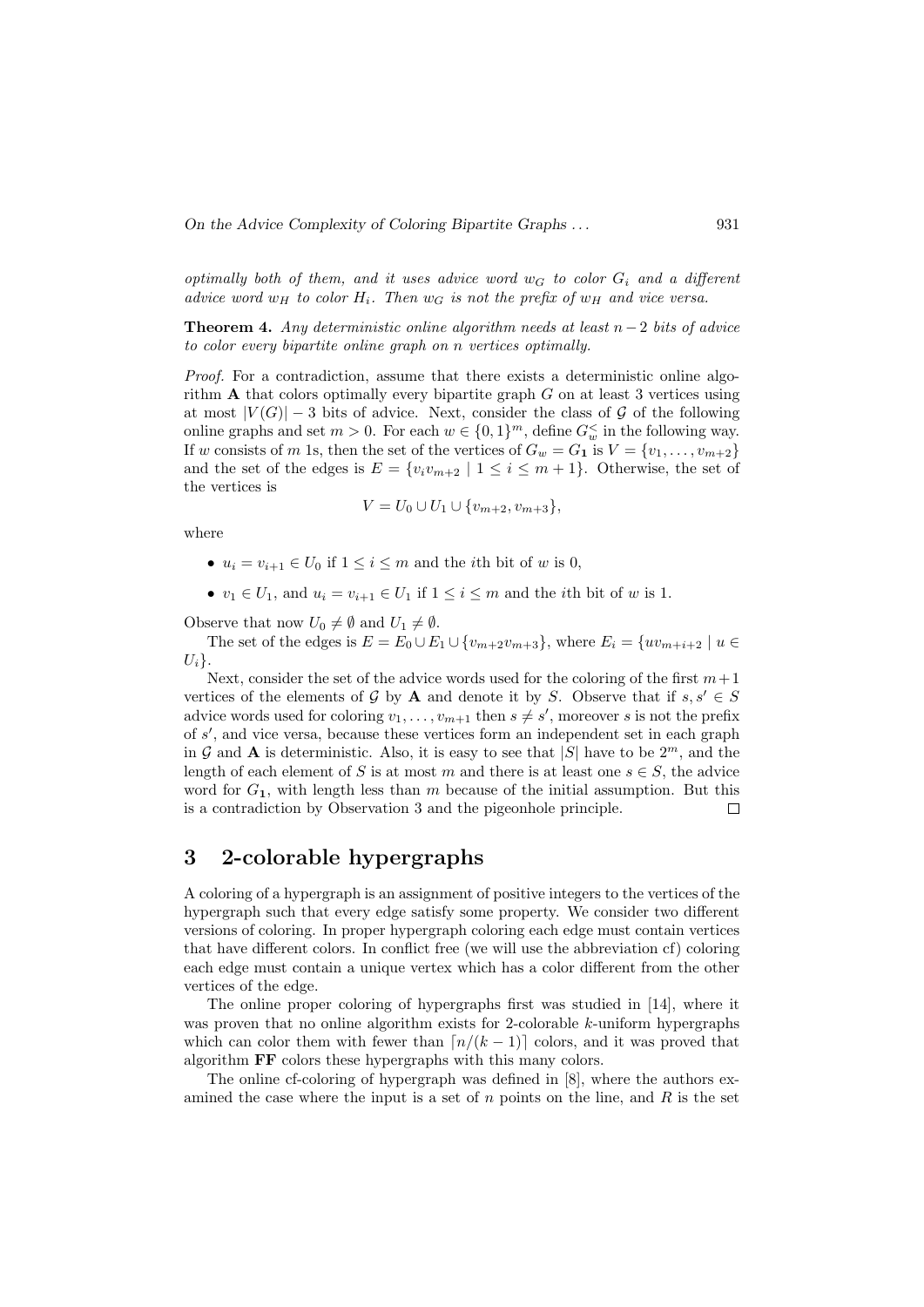*optimally both of them, and it uses advice word $w_G$ to color $G_i$ and a different advice word $w_H$ to color $H_i$. Then $w_G$ is not the prefix of $w_H$ and vice versa.*

**Theorem 4.** *Any deterministic online algorithm needs at least $n-2$ bits of advice to color every bipartite online graph on $n$ vertices optimally.*

*Proof.* For a contradiction, assume that there exists a deterministic online algorithm **A** that colors optimally every bipartite graph $G$ on at least 3 vertices using at most $|V(G)| - 3$ bits of advice. Next, consider the class of $\mathcal{G}$ of the following online graphs and set $m > 0$. For each $w \in \{0,1\}^m$, define $G_w^<$ in the following way. If $w$ consists of $m$ 1s, then the set of the vertices of $G_w = G_{\mathbf{1}}$ is $V = \{v_1, \ldots, v_{m+2}\}$ and the set of the edges is $E = \{v_i v_{m+2} \mid 1 \leq i \leq m+1\}$. Otherwise, the set of the vertices is

$$V = U_0 \cup U_1 \cup \{v_{m+2}, v_{m+3}\},$$

where

- $u_i = v_{i+1} \in U_0$ if $1 \leq i \leq m$ and the $i$th bit of $w$ is 0,
- $v_1 \in U_1$, and $u_i = v_{i+1} \in U_1$ if $1 \leq i \leq m$ and the $i$th bit of $w$ is 1.

Observe that now $U_0 \neq \emptyset$ and $U_1 \neq \emptyset$.

The set of the edges is $E = E_0 \cup E_1 \cup \{v_{m+2}v_{m+3}\}$, where $E_i = \{uv_{m+i+2} \mid u \in U_i\}$.

Next, consider the set of the advice words used for the coloring of the first $m+1$ vertices of the elements of $\mathcal{G}$ by **A** and denote it by $S$. Observe that if $s, s' \in S$ advice words used for coloring $v_1, \ldots, v_{m+1}$ then $s \neq s'$, moreover $s$ is not the prefix of $s'$, and vice versa, because these vertices form an independent set in each graph in $\mathcal{G}$ and **A** is deterministic. Also, it is easy to see that $|S|$ have to be $2^m$, and the length of each element of $S$ is at most $m$ and there is at least one $s \in S$, the advice word for $G_{\mathbf{1}}$, with length less than $m$ because of the initial assumption. But this is a contradiction by Observation 3 and the pigeonhole principle. $\square$

## 3 2-colorable hypergraphs

A coloring of a hypergraph is an assignment of positive integers to the vertices of the hypergraph such that every edge satisfy some property. We consider two different versions of coloring. In proper hypergraph coloring each edge must contain vertices that have different colors. In conflict free (we will use the abbreviation cf) coloring each edge must contain a unique vertex which has a color different from the other vertices of the edge.

The online proper coloring of hypergraphs first was studied in [14], where it was proven that no online algorithm exists for 2-colorable $k$-uniform hypergraphs which can color them with fewer than $\lceil n/(k-1) \rceil$ colors, and it was proved that algorithm **FF** colors these hypergraphs with this many colors.

The online cf-coloring of hypergraph was defined in [8], where the authors examined the case where the input is a set of $n$ points on the line, and $R$ is the set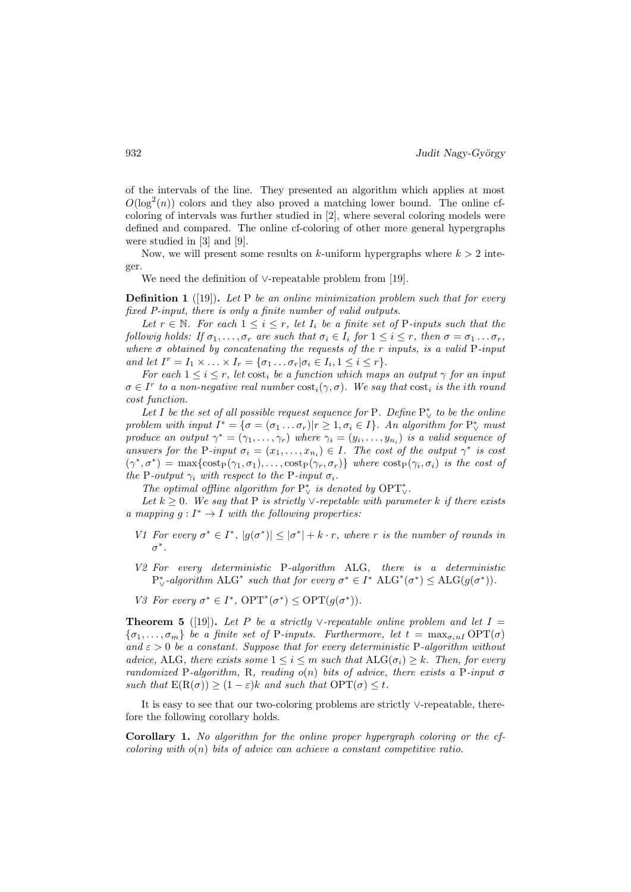of the intervals of the line. They presented an algorithm which applies at most $O(\log^2(n))$ colors and they also proved a matching lower bound. The online cf-coloring of intervals was further studied in [2], where several coloring models were defined and compared. The online cf-coloring of other more general hypergraphs were studied in [3] and [9].

Now, we will present some results on $k$-uniform hypergraphs where $k > 2$ integer.

We need the definition of $\vee$-repeatable problem from [19].

**Definition 1** ([19])**.** *Let* P *be an online minimization problem such that for every fixed P-input, there is only a finite number of valid outputs.*

*Let $r \in \mathbb{N}$. For each $1 \leq i \leq r$, let $I_i$ be a finite set of* P*-inputs such that the followig holds: If $\sigma_1, \ldots, \sigma_r$ are such that $\sigma_i \in I_i$ for $1 \leq i \leq r$, then $\sigma = \sigma_1 \ldots \sigma_r$, where $\sigma$ obtained by concatenating the requests of the $r$ inputs, is a valid* P*-input and let $I^r = I_1 \times \ldots \times I_r = \{\sigma_1 \ldots \sigma_r | \sigma_i \in I_i, 1 \leq i \leq r\}$.*

*For each $1 \leq i \leq r$, let $\mathrm{cost}_i$ be a function which maps an output $\gamma$ for an input $\sigma \in I^r$ to a non-negative real number $\mathrm{cost}_i(\gamma, \sigma)$. We say that $\mathrm{cost}_i$ is the ith round cost function.*

*Let $I$ be the set of all possible request sequence for* P*. Define $\mathrm{P}^*_\vee$ to be the online problem with input $I^* = \{\sigma = (\sigma_1 \ldots \sigma_r) | r \geq 1, \sigma_i \in I\}$. An algorithm for $\mathrm{P}^*_\vee$ must produce an output $\gamma^* = (\gamma_1, \ldots, \gamma_r)$ where $\gamma_i = (y_i, \ldots, y_{n_i})$ is a valid sequence of answers for the* P*-input $\sigma_i = (x_1, \ldots, x_{n_i}) \in I$. The cost of the output $\gamma^*$ is cost $(\gamma^*, \sigma^*) = \max\{\mathrm{cost}_\mathrm{P}(\gamma_1, \sigma_1), \ldots, \mathrm{cost}_\mathrm{P}(\gamma_r, \sigma_r)\}$ where $\mathrm{cost}_\mathrm{P}(\gamma_i, \sigma_i)$ is the cost of the* P*-output $\gamma_i$ with respect to the* P*-input $\sigma_i$.*

*The optimal offline algorithm for $\mathrm{P}^*_\vee$ is denoted by $\mathrm{OPT}^*_\vee$.*

*Let $k \geq 0$. We say that* P *is strictly $\vee$-repetable with parameter $k$ if there exists a mapping $g : I^* \to I$ with the following properties:*

- *V1 For every $\sigma^* \in I^*$, $|g(\sigma^*)| \leq |\sigma^*| + k \cdot r$, where $r$ is the number of rounds in $\sigma^*$.*
- *V2 For every* deterministic P*-algorithm* ALG*, there is a* deterministic $\mathrm{P}^*_\vee$*-algorithm* $\mathrm{ALG}^*$ *such that for every $\sigma^* \in I^*$ $\mathrm{ALG}^*(\sigma^*) \leq \mathrm{ALG}(g(\sigma^*))$.*
- *V3 For every $\sigma^* \in I^*$, $\mathrm{OPT}^*(\sigma^*) \leq \mathrm{OPT}(g(\sigma^*))$.*

**Theorem 5** ([19])**.** *Let $P$ be a strictly $\vee$-repeatable online problem and let $I = \{\sigma_1, \ldots, \sigma_m\}$ be a finite set of* P*-inputs. Furthermore, let $t = \max_{\sigma_i n I} \mathrm{OPT}(\sigma)$ and $\varepsilon > 0$ be a constant. Suppose that for every deterministic* P*-algorithm without advice,* ALG*, there exists some $1 \leq i \leq m$ such that $\mathrm{ALG}(\sigma_i) \geq k$. Then, for every randomized* P*-algorithm,* R*, reading $o(n)$ bits of advice, there exists a* P*-input $\sigma$ such that $\mathrm{E}(\mathrm{R}(\sigma)) \geq (1 - \varepsilon)k$ and such that $\mathrm{OPT}(\sigma) \leq t$.*

It is easy to see that our two-coloring problems are strictly $\vee$-repeatable, therefore the following corollary holds.

**Corollary 1.** *No algorithm for the online proper hypergraph coloring or the cf-coloring with $o(n)$ bits of advice can achieve a constant competitive ratio.*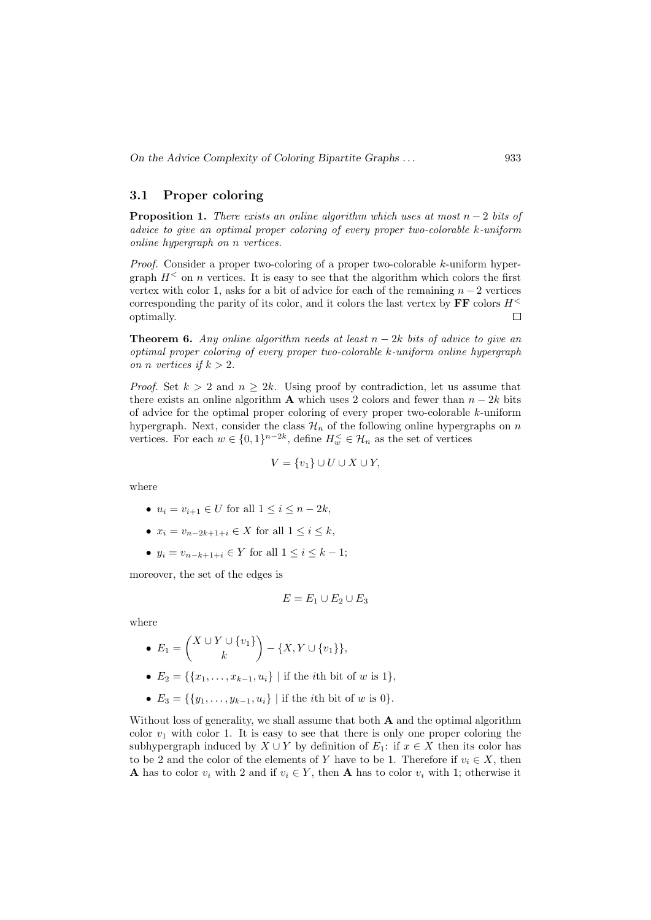### 3.1 Proper coloring

**Proposition 1.** *There exists an online algorithm which uses at most $n-2$ bits of advice to give an optimal proper coloring of every proper two-colorable $k$-uniform online hypergraph on $n$ vertices.*

*Proof.* Consider a proper two-coloring of a proper two-colorable $k$-uniform hypergraph $H^<$ on $n$ vertices. It is easy to see that the algorithm which colors the first vertex with color 1, asks for a bit of advice for each of the remaining $n-2$ vertices corresponding the parity of its color, and it colors the last vertex by **FF** colors $H^<$ optimally. □

**Theorem 6.** *Any online algorithm needs at least $n-2k$ bits of advice to give an optimal proper coloring of every proper two-colorable $k$-uniform online hypergraph on $n$ vertices if $k>2$.*

*Proof.* Set $k>2$ and $n \geq 2k$. Using proof by contradiction, let us assume that there exists an online algorithm **A** which uses 2 colors and fewer than $n-2k$ bits of advice for the optimal proper coloring of every proper two-colorable $k$-uniform hypergraph. Next, consider the class $\mathcal{H}_n$ of the following online hypergraphs on $n$ vertices. For each $w \in \{0,1\}^{n-2k}$, define $H_w^< \in \mathcal{H}_n$ as the set of vertices

$$V = \{v_1\} \cup U \cup X \cup Y,$$

where

- $u_i = v_{i+1} \in U$ for all $1 \leq i \leq n-2k$,
- $x_i = v_{n-2k+1+i} \in X$ for all $1 \leq i \leq k$,
- $y_i = v_{n-k+1+i} \in Y$ for all $1 \leq i \leq k-1$;

moreover, the set of the edges is

$$E = E_1 \cup E_2 \cup E_3$$

where

- $E_1 = \binom{X \cup Y \cup \{v_1\}}{k} - \{X, Y \cup \{v_1\}\}$,
- $E_2 = \{\{x_1, \ldots, x_{k-1}, u_i\} \mid \text{if the } i\text{th bit of } w \text{ is } 1\}$,
- $E_3 = \{\{y_1, \ldots, y_{k-1}, u_i\} \mid \text{if the } i\text{th bit of } w \text{ is } 0\}$.

Without loss of generality, we shall assume that both **A** and the optimal algorithm color $v_1$ with color 1. It is easy to see that there is only one proper coloring the subhypergraph induced by $X \cup Y$ by definition of $E_1$: if $x \in X$ then its color has to be 2 and the color of the elements of $Y$ have to be 1. Therefore if $v_i \in X$, then **A** has to color $v_i$ with 2 and if $v_i \in Y$, then **A** has to color $v_i$ with 1; otherwise it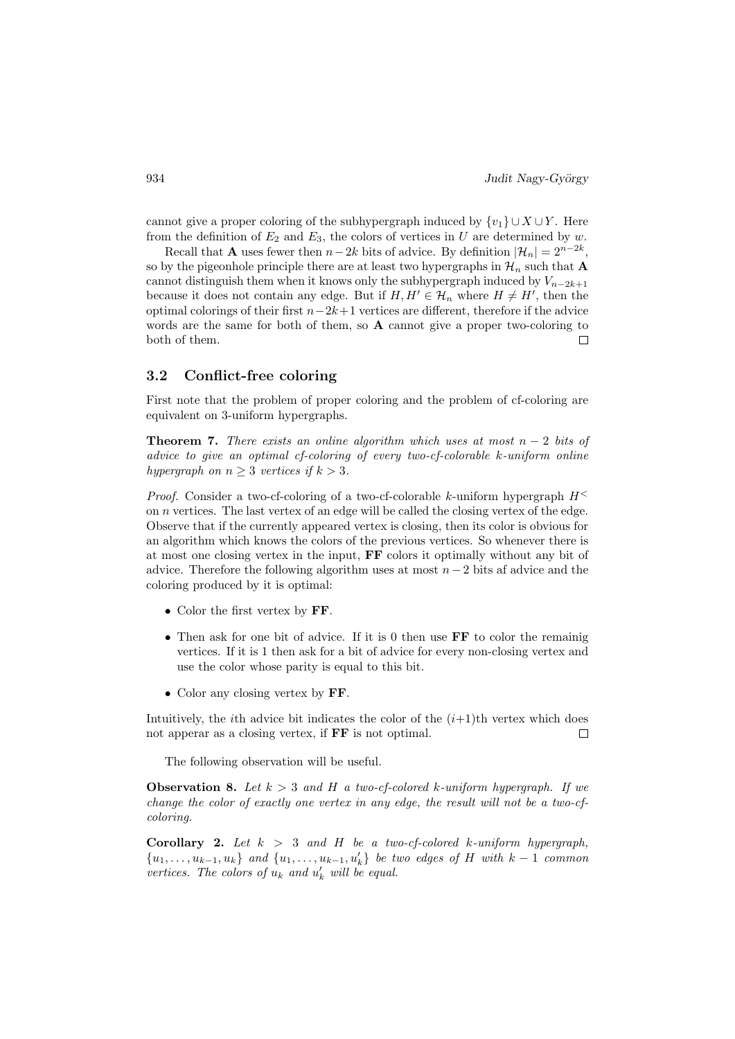cannot give a proper coloring of the subhypergraph induced by $\{v_1\} \cup X \cup Y$. Here from the definition of $E_2$ and $E_3$, the colors of vertices in $U$ are determined by $w$.

Recall that **A** uses fewer then $n-2k$ bits of advice. By definition $|\mathcal{H}_n| = 2^{n-2k}$, so by the pigeonhole principle there are at least two hypergraphs in $\mathcal{H}_n$ such that **A** cannot distinguish them when it knows only the subhypergraph induced by $V_{n-2k+1}$ because it does not contain any edge. But if $H, H' \in \mathcal{H}_n$ where $H \neq H'$, then the optimal colorings of their first $n-2k+1$ vertices are different, therefore if the advice words are the same for both of them, so **A** cannot give a proper two-coloring to both of them. □

### 3.2 Conflict-free coloring

First note that the problem of proper coloring and the problem of cf-coloring are equivalent on 3-uniform hypergraphs.

**Theorem 7.** *There exists an online algorithm which uses at most $n-2$ bits of advice to give an optimal cf-coloring of every two-cf-colorable $k$-uniform online hypergraph on $n \geq 3$ vertices if $k > 3$.*

*Proof.* Consider a two-cf-coloring of a two-cf-colorable $k$-uniform hypergraph $H^<$ on $n$ vertices. The last vertex of an edge will be called the closing vertex of the edge. Observe that if the currently appeared vertex is closing, then its color is obvious for an algorithm which knows the colors of the previous vertices. So whenever there is at most one closing vertex in the input, **FF** colors it optimally without any bit of advice. Therefore the following algorithm uses at most $n-2$ bits af advice and the coloring produced by it is optimal:

- Color the first vertex by **FF**.
- Then ask for one bit of advice. If it is 0 then use **FF** to color the remainig vertices. If it is 1 then ask for a bit of advice for every non-closing vertex and use the color whose parity is equal to this bit.
- Color any closing vertex by **FF**.

Intuitively, the $i$th advice bit indicates the color of the $(i+1)$th vertex which does not apperar as a closing vertex, if **FF** is not optimal. □

The following observation will be useful.

**Observation 8.** *Let $k > 3$ and $H$ a two-cf-colored $k$-uniform hypergraph. If we change the color of exactly one vertex in any edge, the result will not be a two-cf-coloring.*

**Corollary 2.** *Let $k > 3$ and $H$ be a two-cf-colored $k$-uniform hypergraph, $\{u_1, \ldots, u_{k-1}, u_k\}$ and $\{u_1, \ldots, u_{k-1}, u'_k\}$ be two edges of $H$ with $k-1$ common vertices. The colors of $u_k$ and $u'_k$ will be equal.*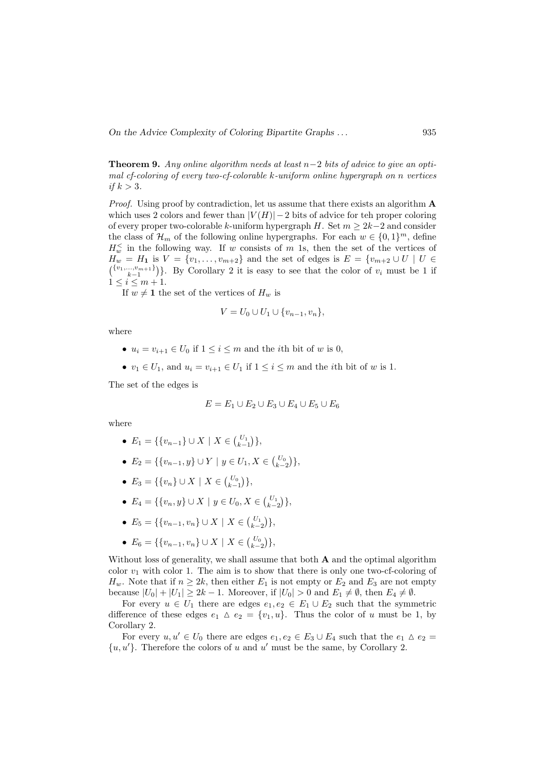**Theorem 9.** *Any online algorithm needs at least $n-2$ bits of advice to give an optimal cf-coloring of every two-cf-colorable $k$-uniform online hypergraph on $n$ vertices if $k > 3$.*

*Proof.* Using proof by contradiction, let us assume that there exists an algorithm **A** which uses 2 colors and fewer than $|V(H)|-2$ bits of advice for teh proper coloring of every proper two-colorable $k$-uniform hypergraph $H$. Set $m \geq 2k-2$ and consider the class of $\mathcal{H}_m$ of the following online hypergraphs. For each $w \in \{0,1\}^m$, define $H_w^<$ in the following way. If $w$ consists of $m$ 1s, then the set of the vertices of $H_w = H_\mathbf{1}$ is $V = \{v_1, \ldots, v_{m+2}\}$ and the set of edges is $E = \{v_{m+2} \cup U \mid U \in \binom{\{v_1,\ldots,v_{m+1}\}}{k-1}\}$. By Corollary 2 it is easy to see that the color of $v_i$ must be 1 if $1 \leq i \leq m+1$.

If $w \neq \mathbf{1}$ the set of the vertices of $H_w$ is

$$V = U_0 \cup U_1 \cup \{v_{n-1}, v_n\},$$

where

- $u_i = v_{i+1} \in U_0$ if $1 \leq i \leq m$ and the $i$th bit of $w$ is 0,
- $v_1 \in U_1$, and $u_i = v_{i+1} \in U_1$ if $1 \leq i \leq m$ and the $i$th bit of $w$ is 1.

The set of the edges is

$$E = E_1 \cup E_2 \cup E_3 \cup E_4 \cup E_5 \cup E_6$$

where

- $E_1 = \{\{v_{n-1}\} \cup X \mid X \in \binom{U_1}{k-1}\}$,
- $E_2 = \{\{v_{n-1}, y\} \cup Y \mid y \in U_1, X \in \binom{U_0}{k-2}\}$,
- $E_3 = \{\{v_n\} \cup X \mid X \in \binom{U_0}{k-1}\}$,
- $E_4 = \{\{v_n, y\} \cup X \mid y \in U_0, X \in \binom{U_1}{k-2}\}$,
- $E_5 = \{\{v_{n-1}, v_n\} \cup X \mid X \in \binom{U_1}{k-2}\}$,
- $E_6 = \{\{v_{n-1}, v_n\} \cup X \mid X \in \binom{U_0}{k-2}\}$,

Without loss of generality, we shall assume that both **A** and the optimal algorithm color $v_1$ with color 1. The aim is to show that there is only one two-cf-coloring of $H_w$. Note that if $n \geq 2k$, then either $E_1$ is not empty or $E_2$ and $E_3$ are not empty because $|U_0| + |U_1| \geq 2k-1$. Moreover, if $|U_0| > 0$ and $E_1 \neq \emptyset$, then $E_4 \neq \emptyset$.

For every $u \in U_1$ there are edges $e_1, e_2 \in E_1 \cup E_2$ such that the symmetric difference of these edges $e_1 \vartriangle e_2 = \{v_1, u\}$. Thus the color of $u$ must be 1, by Corollary 2.

For every $u, u' \in U_0$ there are edges $e_1, e_2 \in E_3 \cup E_4$ such that the $e_1 \vartriangle e_2 = \{u, u'\}$. Therefore the colors of $u$ and $u'$ must be the same, by Corollary 2.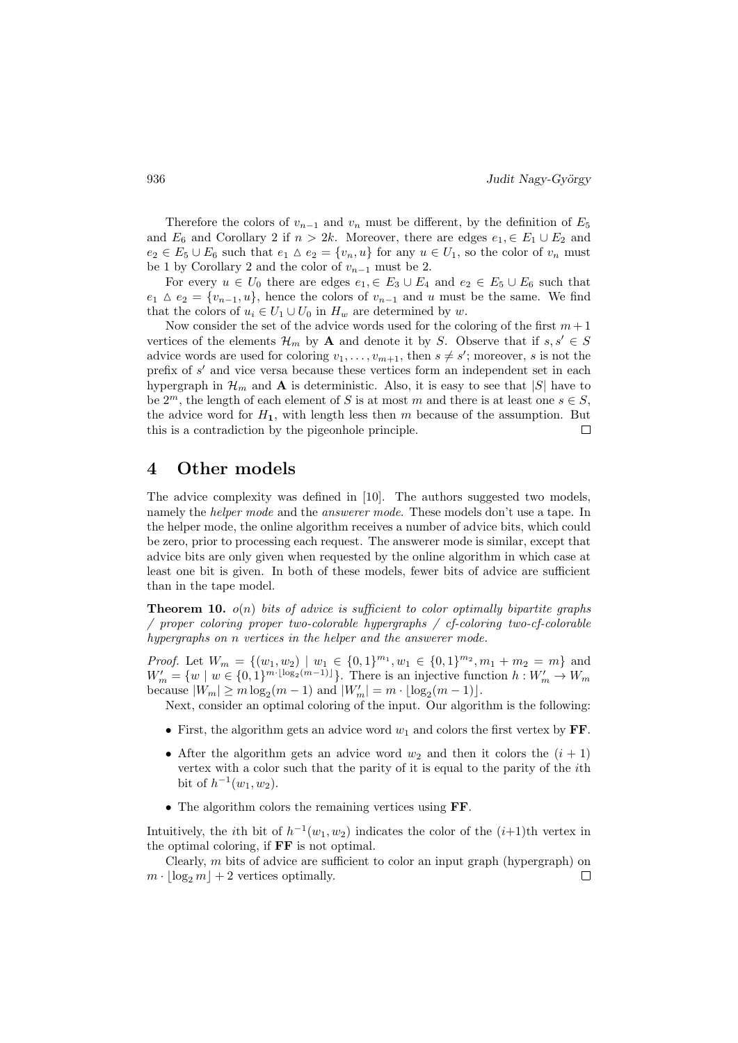Therefore the colors of $v_{n-1}$ and $v_n$ must be different, by the definition of $E_5$ and $E_6$ and Corollary 2 if $n > 2k$. Moreover, there are edges $e_1, \in E_1 \cup E_2$ and $e_2 \in E_5 \cup E_6$ such that $e_1 \triangle e_2 = \{v_n, u\}$ for any $u \in U_1$, so the color of $v_n$ must be 1 by Corollary 2 and the color of $v_{n-1}$ must be 2.

For every $u \in U_0$ there are edges $e_1, \in E_3 \cup E_4$ and $e_2 \in E_5 \cup E_6$ such that $e_1 \triangle e_2 = \{v_{n-1}, u\}$, hence the colors of $v_{n-1}$ and $u$ must be the same. We find that the colors of $u_i \in U_1 \cup U_0$ in $H_w$ are determined by $w$.

Now consider the set of the advice words used for the coloring of the first $m+1$ vertices of the elements $\mathcal{H}_m$ by $\mathbf{A}$ and denote it by $S$. Observe that if $s, s' \in S$ advice words are used for coloring $v_1, \dots, v_{m+1}$, then $s \neq s'$; moreover, $s$ is not the prefix of $s'$ and vice versa because these vertices form an independent set in each hypergraph in $\mathcal{H}_m$ and $\mathbf{A}$ is deterministic. Also, it is easy to see that $|S|$ have to be $2^m$, the length of each element of $S$ is at most $m$ and there is at least one $s \in S$, the advice word for $H_{\mathbf{1}}$, with length less then $m$ because of the assumption. But this is a contradiction by the pigeonhole principle. $\square$

## 4 Other models

The advice complexity was defined in [10]. The authors suggested two models, namely the *helper mode* and the *answerer mode*. These models don't use a tape. In the helper mode, the online algorithm receives a number of advice bits, which could be zero, prior to processing each request. The answerer mode is similar, except that advice bits are only given when requested by the online algorithm in which case at least one bit is given. In both of these models, fewer bits of advice are sufficient than in the tape model.

**Theorem 10.** *$o(n)$ bits of advice is sufficient to color optimally bipartite graphs / proper coloring proper two-colorable hypergraphs / cf-coloring two-cf-colorable hypergraphs on $n$ vertices in the helper and the answerer mode.*

*Proof.* Let $W_m = \{(w_1, w_2) \mid w_1 \in \{0,1\}^{m_1}, w_1 \in \{0,1\}^{m_2}, m_1 + m_2 = m\}$ and $W'_m = \{w \mid w \in \{0,1\}^{m \cdot \lfloor \log_2(m-1) \rfloor}\}$. There is an injective function $h : W'_m \to W_m$ because $|W_m| \geq m \log_2(m-1)$ and $|W'_m| = m \cdot \lfloor \log_2(m-1) \rfloor$.

Next, consider an optimal coloring of the input. Our algorithm is the following:

- First, the algorithm gets an advice word $w_1$ and colors the first vertex by **FF**.
- After the algorithm gets an advice word $w_2$ and then it colors the $(i+1)$ vertex with a color such that the parity of it is equal to the parity of the $i$th bit of $h^{-1}(w_1, w_2)$.
- The algorithm colors the remaining vertices using **FF**.

Intuitively, the $i$th bit of $h^{-1}(w_1, w_2)$ indicates the color of the $(i+1)$th vertex in the optimal coloring, if **FF** is not optimal.

Clearly, $m$ bits of advice are sufficient to color an input graph (hypergraph) on $m \cdot \lfloor \log_2 m \rfloor + 2$ vertices optimally. $\square$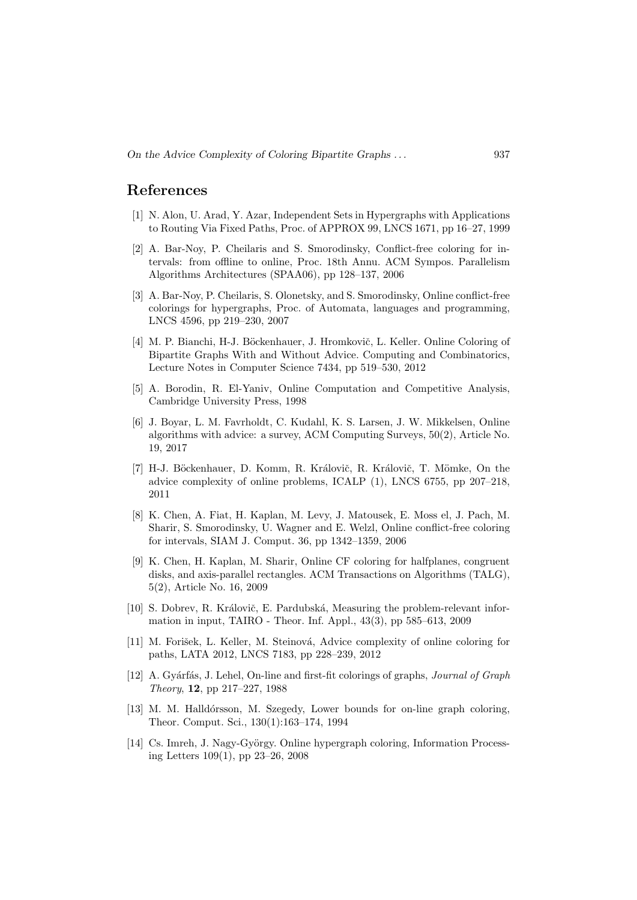## References

[1] N. Alon, U. Arad, Y. Azar, Independent Sets in Hypergraphs with Applications to Routing Via Fixed Paths, Proc. of APPROX 99, LNCS 1671, pp 16–27, 1999

[2] A. Bar-Noy, P. Cheilaris and S. Smorodinsky, Conflict-free coloring for intervals: from offline to online, Proc. 18th Annu. ACM Sympos. Parallelism Algorithms Architectures (SPAA06), pp 128–137, 2006

[3] A. Bar-Noy, P. Cheilaris, S. Olonetsky, and S. Smorodinsky, Online conflict-free colorings for hypergraphs, Proc. of Automata, languages and programming, LNCS 4596, pp 219–230, 2007

[4] M. P. Bianchi, H-J. Böckenhauer, J. Hromkovič, L. Keller. Online Coloring of Bipartite Graphs With and Without Advice. Computing and Combinatorics, Lecture Notes in Computer Science 7434, pp 519–530, 2012

[5] A. Borodin, R. El-Yaniv, Online Computation and Competitive Analysis, Cambridge University Press, 1998

[6] J. Boyar, L. M. Favrholdt, C. Kudahl, K. S. Larsen, J. W. Mikkelsen, Online algorithms with advice: a survey, ACM Computing Surveys, 50(2), Article No. 19, 2017

[7] H-J. Böckenhauer, D. Komm, R. Královič, R. Královič, T. Mömke, On the advice complexity of online problems, ICALP (1), LNCS 6755, pp 207–218, 2011

[8] K. Chen, A. Fiat, H. Kaplan, M. Levy, J. Matousek, E. Moss el, J. Pach, M. Sharir, S. Smorodinsky, U. Wagner and E. Welzl, Online conflict-free coloring for intervals, SIAM J. Comput. 36, pp 1342–1359, 2006

[9] K. Chen, H. Kaplan, M. Sharir, Online CF coloring for halfplanes, congruent disks, and axis-parallel rectangles. ACM Transactions on Algorithms (TALG), 5(2), Article No. 16, 2009

[10] S. Dobrev, R. Královič, E. Pardubská, Measuring the problem-relevant information in input, TAIRO - Theor. Inf. Appl., 43(3), pp 585–613, 2009

[11] M. Forišek, L. Keller, M. Steinová, Advice complexity of online coloring for paths, LATA 2012, LNCS 7183, pp 228–239, 2012

[12] A. Gyárfás, J. Lehel, On-line and first-fit colorings of graphs, *Journal of Graph Theory*, **12**, pp 217–227, 1988

[13] M. M. Halldórsson, M. Szegedy, Lower bounds for on-line graph coloring, Theor. Comput. Sci., 130(1):163–174, 1994

[14] Cs. Imreh, J. Nagy-György. Online hypergraph coloring, Information Processing Letters 109(1), pp 23–26, 2008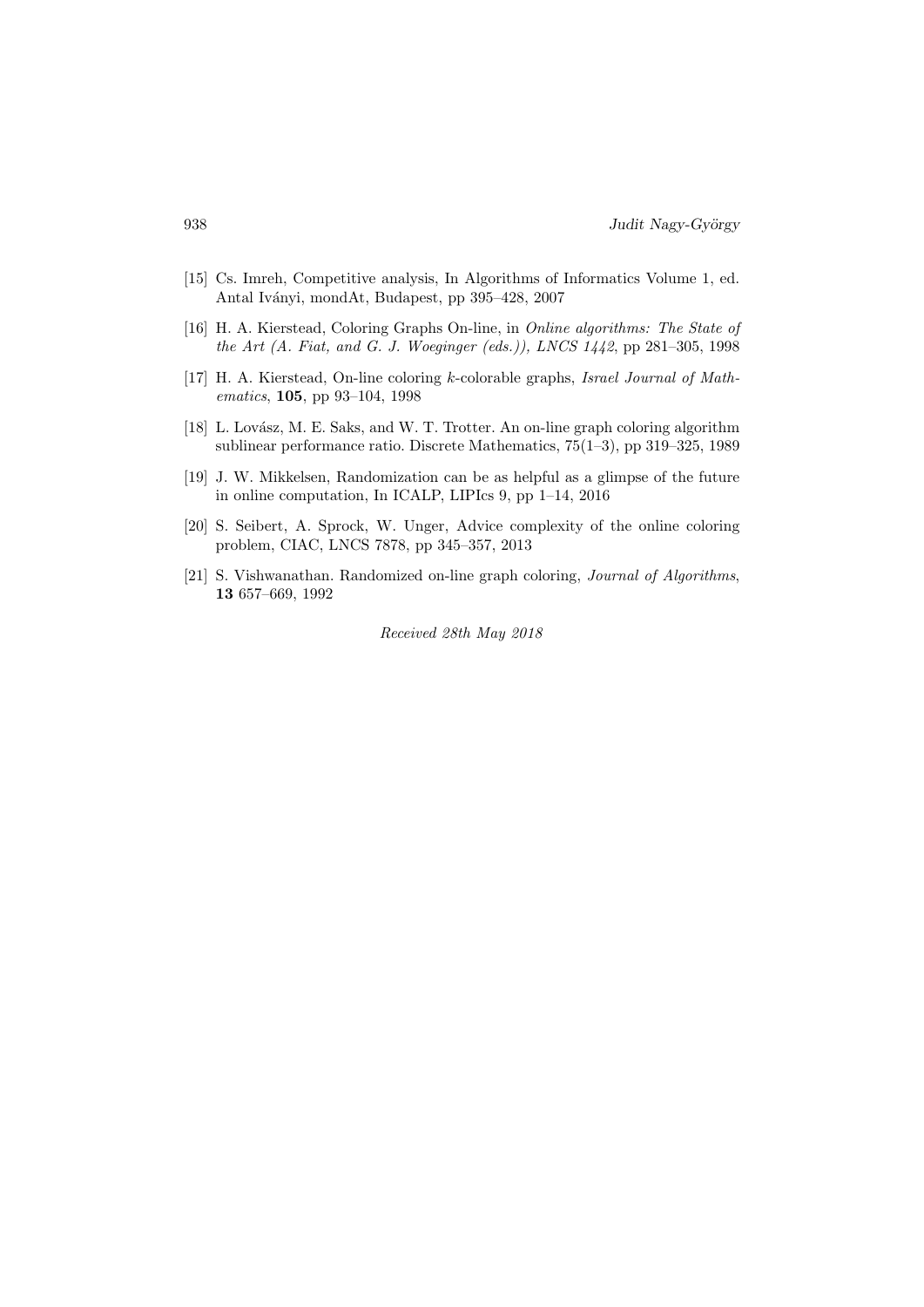[15] Cs. Imreh, Competitive analysis, In Algorithms of Informatics Volume 1, ed. Antal Iványi, mondAt, Budapest, pp 395–428, 2007

[16] H. A. Kierstead, Coloring Graphs On-line, in *Online algorithms: The State of the Art (A. Fiat, and G. J. Woeginger (eds.)), LNCS 1442*, pp 281–305, 1998

[17] H. A. Kierstead, On-line coloring $k$-colorable graphs, *Israel Journal of Mathematics*, **105**, pp 93–104, 1998

[18] L. Lovász, M. E. Saks, and W. T. Trotter. An on-line graph coloring algorithm sublinear performance ratio. Discrete Mathematics, 75(1–3), pp 319–325, 1989

[19] J. W. Mikkelsen, Randomization can be as helpful as a glimpse of the future in online computation, In ICALP, LIPIcs 9, pp 1–14, 2016

[20] S. Seibert, A. Sprock, W. Unger, Advice complexity of the online coloring problem, CIAC, LNCS 7878, pp 345–357, 2013

[21] S. Vishwanathan. Randomized on-line graph coloring, *Journal of Algorithms*, **13** 657–669, 1992

*Received 28th May 2018*